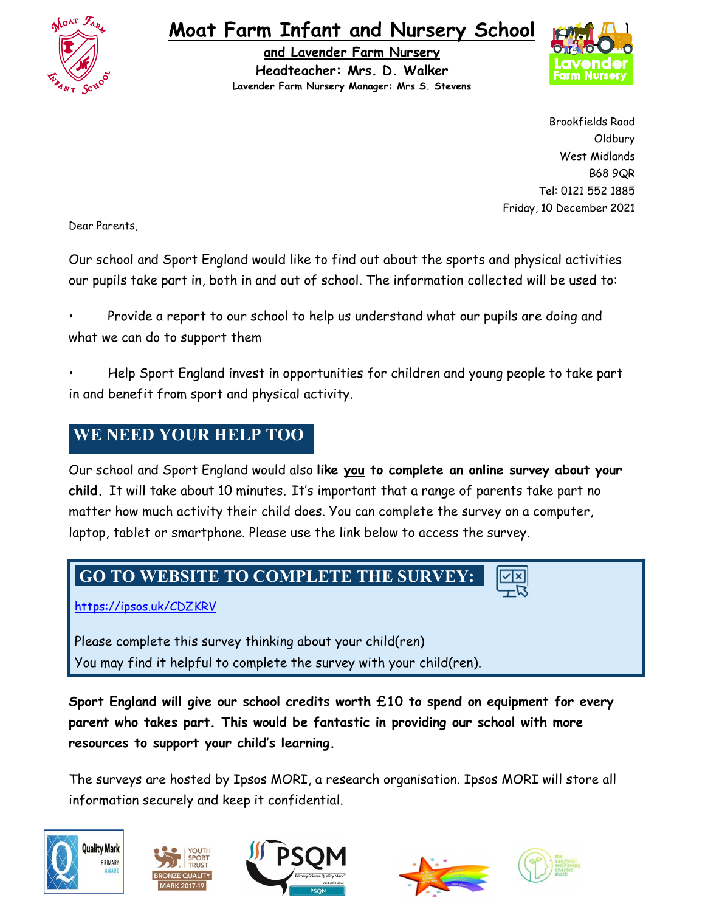# Moat Farm Infant and Nursery School

**and Lavender Farm Nursery**

**Headteacher: Mrs. D. Walker**

**Lavender Farm Nursery Manager: Mrs S. Stevens**

Brookfields Road
Oldbury
West Midlands
B68 9QR
Tel: 0121 552 1885
Friday, 10 December 2021

Dear Parents,

Our school and Sport England would like to find out about the sports and physical activities our pupils take part in, both in and out of school. The information collected will be used to:

- Provide a report to our school to help us understand what our pupils are doing and what we can do to support them
- Help Sport England invest in opportunities for children and young people to take part in and benefit from sport and physical activity.

## WE NEED YOUR HELP TOO

Our school and Sport England would also **like you to complete an online survey about your child.** It will take about 10 minutes. It's important that a range of parents take part no matter how much activity their child does. You can complete the survey on a computer, laptop, tablet or smartphone. Please use the link below to access the survey.

## GO TO WEBSITE TO COMPLETE THE SURVEY:

https://ipsos.uk/CDZKRV

Please complete this survey thinking about your child(ren)
You may find it helpful to complete the survey with your child(ren).

**Sport England will give our school credits worth £10 to spend on equipment for every parent who takes part. This would be fantastic in providing our school with more resources to support your child's learning.**

The surveys are hosted by Ipsos MORI, a research organisation. Ipsos MORI will store all information securely and keep it confidential.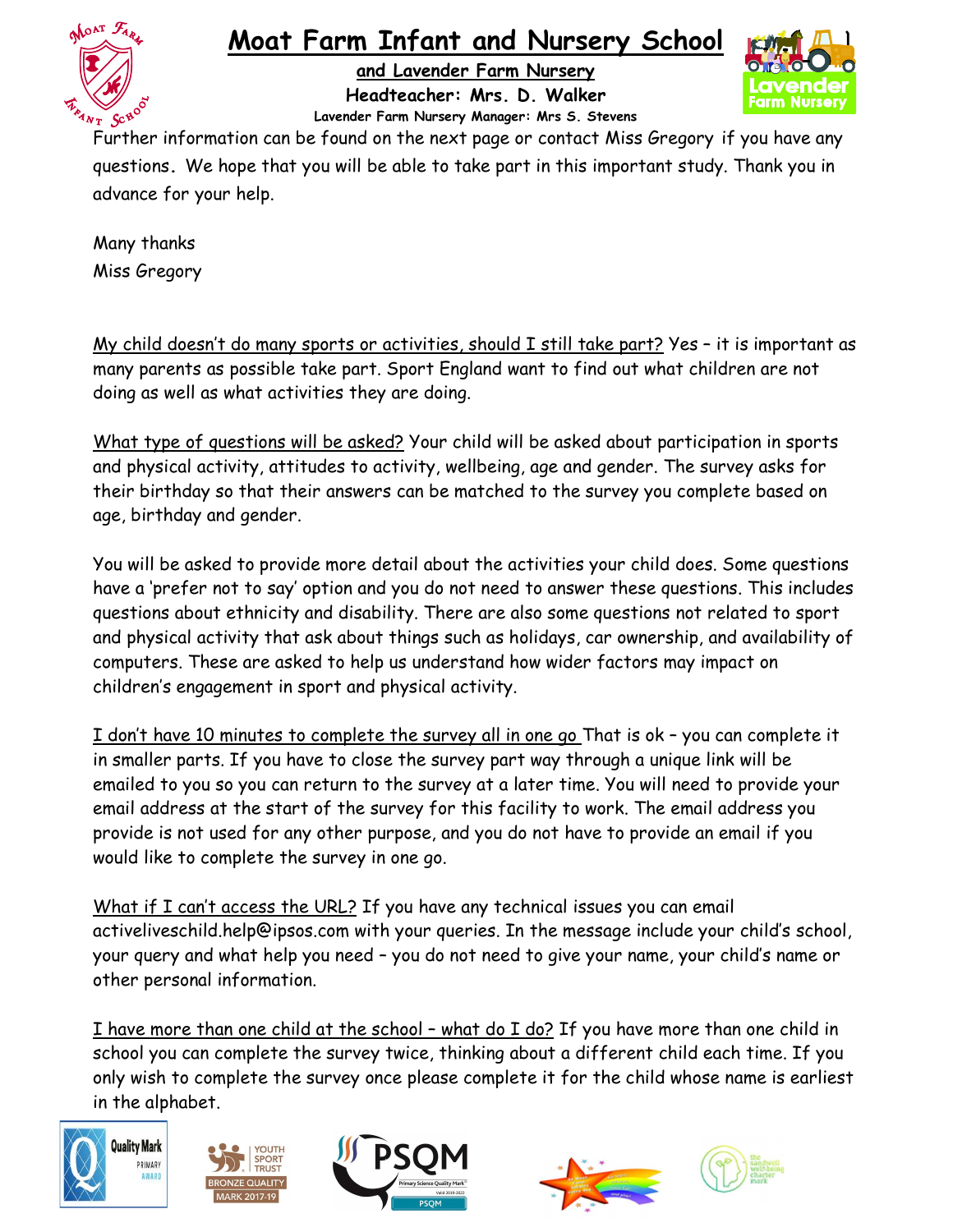Further information can be found on the next page or contact Miss Gregory if you have any questions. We hope that you will be able to take part in this important study. Thank you in advance for your help.

Many thanks
Miss Gregory

My child doesn't do many sports or activities, should I still take part? Yes – it is important as many parents as possible take part. Sport England want to find out what children are not doing as well as what activities they are doing.

What type of questions will be asked? Your child will be asked about participation in sports and physical activity, attitudes to activity, wellbeing, age and gender. The survey asks for their birthday so that their answers can be matched to the survey you complete based on age, birthday and gender.

You will be asked to provide more detail about the activities your child does. Some questions have a 'prefer not to say' option and you do not need to answer these questions. This includes questions about ethnicity and disability. There are also some questions not related to sport and physical activity that ask about things such as holidays, car ownership, and availability of computers. These are asked to help us understand how wider factors may impact on children's engagement in sport and physical activity.

I don't have 10 minutes to complete the survey all in one go That is ok – you can complete it in smaller parts. If you have to close the survey part way through a unique link will be emailed to you so you can return to the survey at a later time. You will need to provide your email address at the start of the survey for this facility to work. The email address you provide is not used for any other purpose, and you do not have to provide an email if you would like to complete the survey in one go.

What if I can't access the URL? If you have any technical issues you can email activeliveschild.help@ipsos.com with your queries. In the message include your child's school, your query and what help you need – you do not need to give your name, your child's name or other personal information.

I have more than one child at the school – what do I do? If you have more than one child in school you can complete the survey twice, thinking about a different child each time. If you only wish to complete the survey once please complete it for the child whose name is earliest in the alphabet.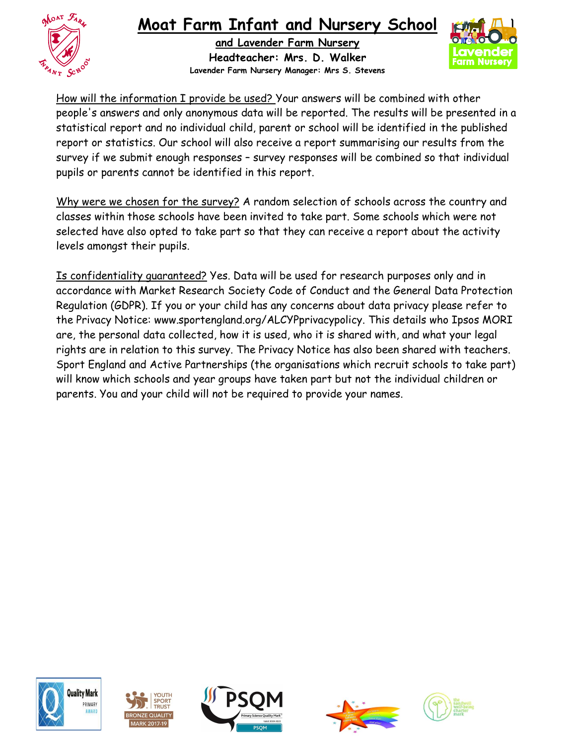How will the information I provide be used? Your answers will be combined with other people's answers and only anonymous data will be reported. The results will be presented in a statistical report and no individual child, parent or school will be identified in the published report or statistics. Our school will also receive a report summarising our results from the survey if we submit enough responses – survey responses will be combined so that individual pupils or parents cannot be identified in this report.

Why were we chosen for the survey? A random selection of schools across the country and classes within those schools have been invited to take part. Some schools which were not selected have also opted to take part so that they can receive a report about the activity levels amongst their pupils.

Is confidentiality guaranteed? Yes. Data will be used for research purposes only and in accordance with Market Research Society Code of Conduct and the General Data Protection Regulation (GDPR). If you or your child has any concerns about data privacy please refer to the Privacy Notice: www.sportengland.org/ALCYPprivacypolicy. This details who Ipsos MORI are, the personal data collected, how it is used, who it is shared with, and what your legal rights are in relation to this survey. The Privacy Notice has also been shared with teachers. Sport England and Active Partnerships (the organisations which recruit schools to take part) will know which schools and year groups have taken part but not the individual children or parents. You and your child will not be required to provide your names.